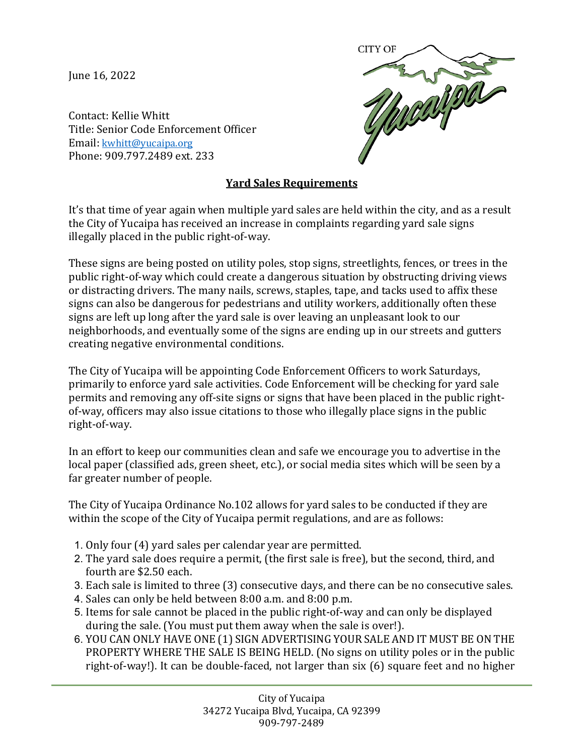June 16, 2022

Contact: Kellie Whitt
Title: Senior Code Enforcement Officer
Email: kwhitt@yucaipa.org
Phone: 909.797.2489 ext. 233

CITY OF Yucaipa

## Yard Sales Requirements

It's that time of year again when multiple yard sales are held within the city, and as a result the City of Yucaipa has received an increase in complaints regarding yard sale signs illegally placed in the public right-of-way.

These signs are being posted on utility poles, stop signs, streetlights, fences, or trees in the public right-of-way which could create a dangerous situation by obstructing driving views or distracting drivers. The many nails, screws, staples, tape, and tacks used to affix these signs can also be dangerous for pedestrians and utility workers, additionally often these signs are left up long after the yard sale is over leaving an unpleasant look to our neighborhoods, and eventually some of the signs are ending up in our streets and gutters creating negative environmental conditions.

The City of Yucaipa will be appointing Code Enforcement Officers to work Saturdays, primarily to enforce yard sale activities. Code Enforcement will be checking for yard sale permits and removing any off-site signs or signs that have been placed in the public right-of-way, officers may also issue citations to those who illegally place signs in the public right-of-way.

In an effort to keep our communities clean and safe we encourage you to advertise in the local paper (classified ads, green sheet, etc.), or social media sites which will be seen by a far greater number of people.

The City of Yucaipa Ordinance No.102 allows for yard sales to be conducted if they are within the scope of the City of Yucaipa permit regulations, and are as follows:

1. Only four (4) yard sales per calendar year are permitted.
2. The yard sale does require a permit, (the first sale is free), but the second, third, and fourth are $2.50 each.
3. Each sale is limited to three (3) consecutive days, and there can be no consecutive sales.
4. Sales can only be held between 8:00 a.m. and 8:00 p.m.
5. Items for sale cannot be placed in the public right-of-way and can only be displayed during the sale. (You must put them away when the sale is over!).
6. YOU CAN ONLY HAVE ONE (1) SIGN ADVERTISING YOUR SALE AND IT MUST BE ON THE PROPERTY WHERE THE SALE IS BEING HELD. (No signs on utility poles or in the public right-of-way!). It can be double-faced, not larger than six (6) square feet and no higher

City of Yucaipa
34272 Yucaipa Blvd, Yucaipa, CA 92399
909-797-2489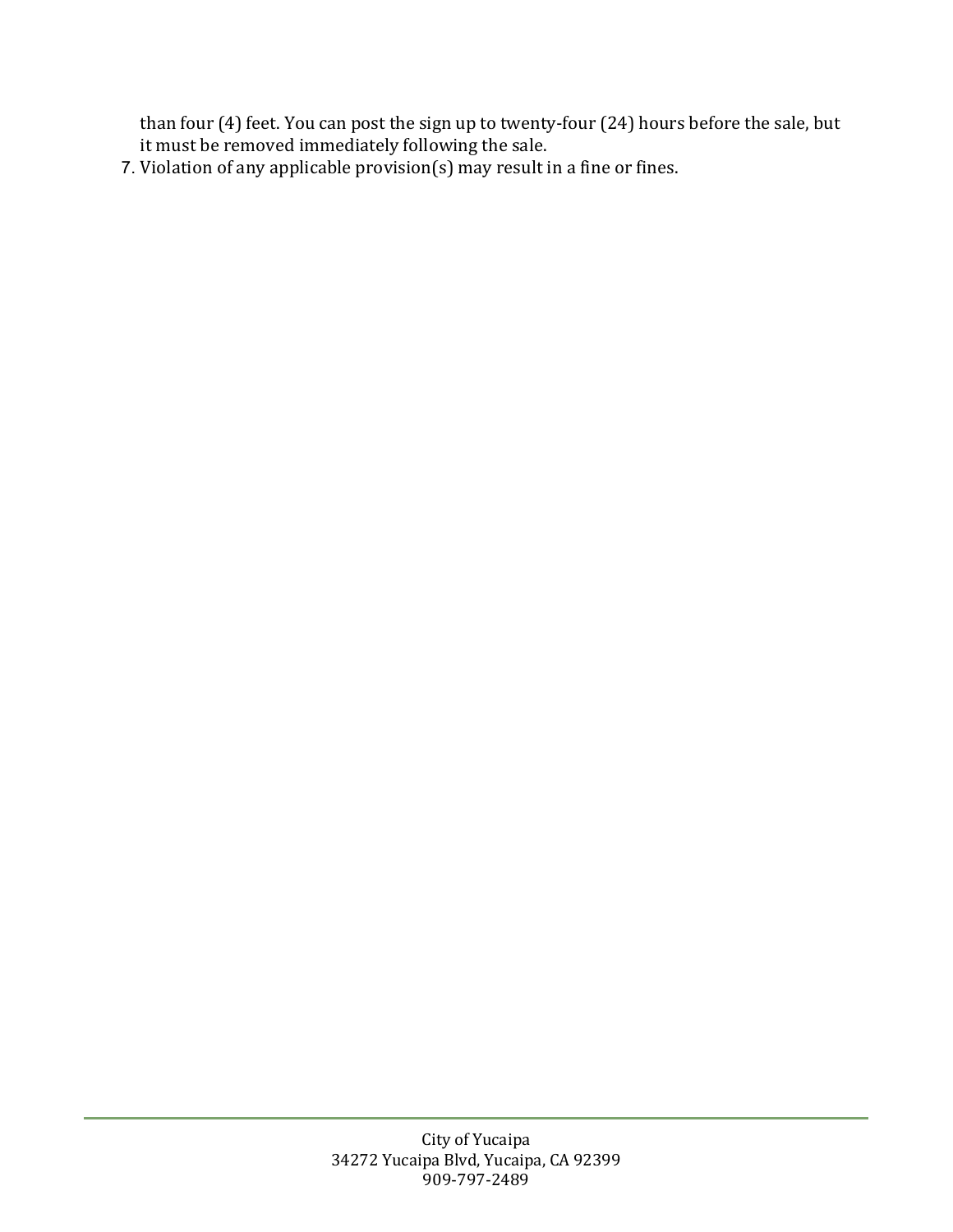than four (4) feet. You can post the sign up to twenty-four (24) hours before the sale, but it must be removed immediately following the sale.

7. Violation of any applicable provision(s) may result in a fine or fines.